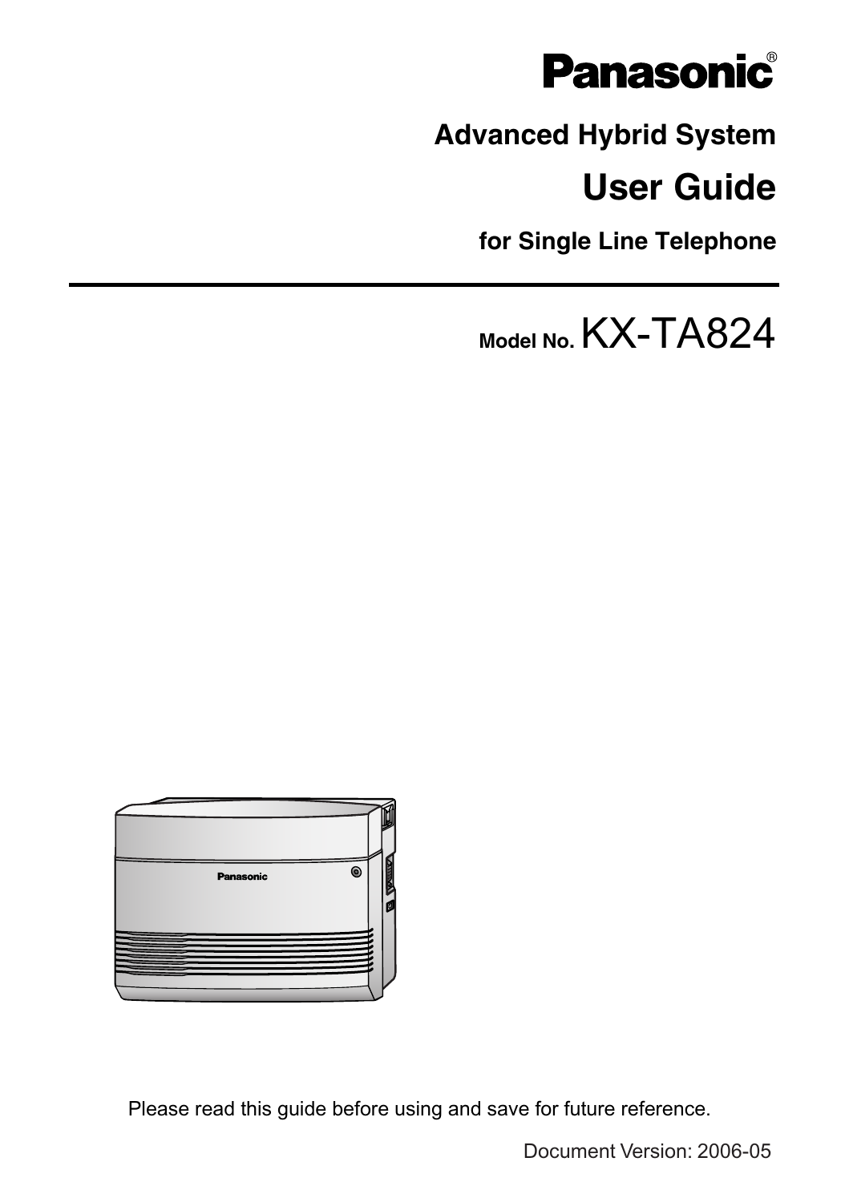# Panasonic®

## Advanced Hybrid System

# User Guide

### for Single Line Telephone

---

**Model No.** KX-TA824

Please read this guide before using and save for future reference.

Document Version: 2006-05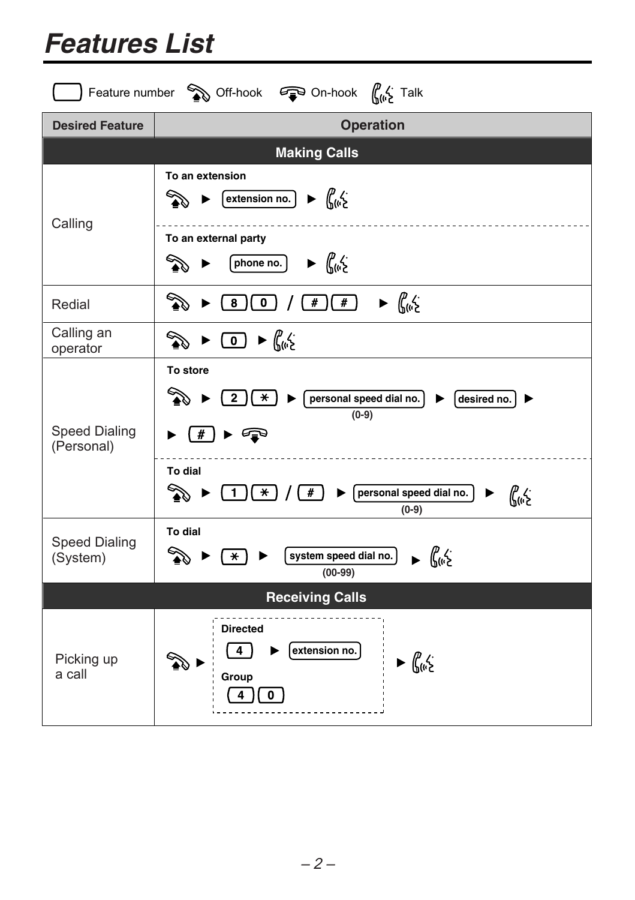# Features List

[ ] Feature number — Off-hook — On-hook — Talk

| Desired Feature | Operation |
|---|---|
| **Making Calls** | |
| Calling | **To an extension**<br>Off-hook ► [extension no.] ► Talk<br>**To an external party**<br>Off-hook ► [phone no.] ► Talk |
| Redial | Off-hook ► [8][0] / [#][#] ► Talk |
| Calling an operator | Off-hook ► [0] ► Talk |
| Speed Dialing (Personal) | **To store**<br>Off-hook ► [2][*] ► [personal speed dial no.] (0-9) ► [desired no.] ► [#] ► On-hook<br>**To dial**<br>Off-hook ► [1][*] / [#] ► [personal speed dial no.] (0-9) ► Talk |
| Speed Dialing (System) | **To dial**<br>Off-hook ► [*] ► [system speed dial no.] (00-99) ► Talk |
| **Receiving Calls** | |
| Picking up a call | Off-hook ► **Directed** [4] ► [extension no.] / **Group** [4][0] ► Talk |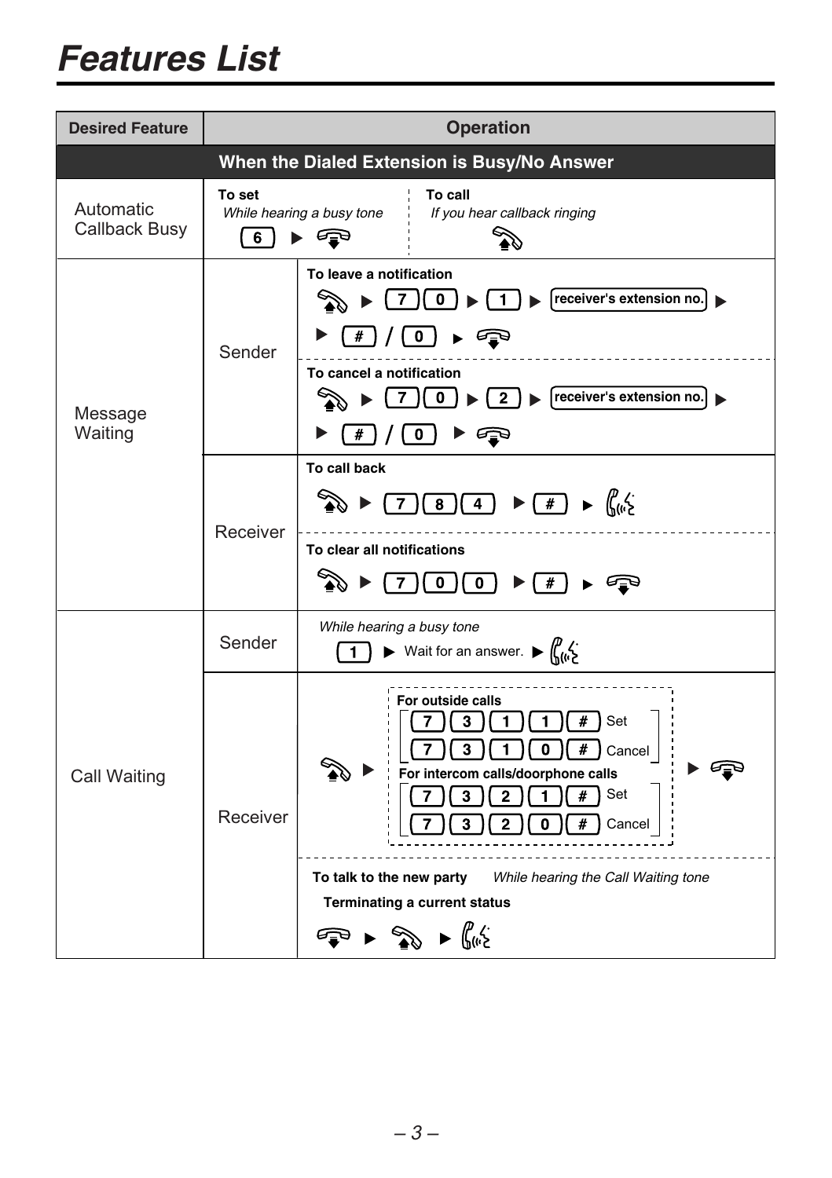# Features List

| Desired Feature | | Operation |
|---|---|---|
| **When the Dialed Extension is Busy/No Answer** | | |
| Automatic Callback Busy | | **To set** *While hearing a busy tone* [6] ▶ (hang up) ¦ **To call** *If you hear callback ringing* (off-hook) |
| Message Waiting | Sender | **To leave a notification** (off-hook) ▶ [7][0] ▶ [1] ▶ [receiver's extension no.] ▶ ▶ [#] / [0] ▶ (hang up) |
| | | **To cancel a notification** (off-hook) ▶ [7][0] ▶ [2] ▶ [receiver's extension no.] ▶ ▶ [#] / [0] ▶ (hang up) |
| | Receiver | **To call back** (off-hook) ▶ [7][8][4] ▶ [#] ▶ (talk) |
| | | **To clear all notifications** (off-hook) ▶ [7][0][0] ▶ [#] ▶ (hang up) |
| Call Waiting | Sender | *While hearing a busy tone* [1] ▶ Wait for an answer. ▶ (talk) |
| | Receiver | (off-hook) ▶ **For outside calls** [7][3][1][1][#] Set / [7][3][1][0][#] Cancel; **For intercom calls/doorphone calls** [7][3][2][1][#] Set / [7][3][2][0][#] Cancel ▶ (hang up) |
| | | **To talk to the new party** *While hearing the Call Waiting tone* **Terminating a current status** (hang up) ▶ (off-hook) ▶ (talk) |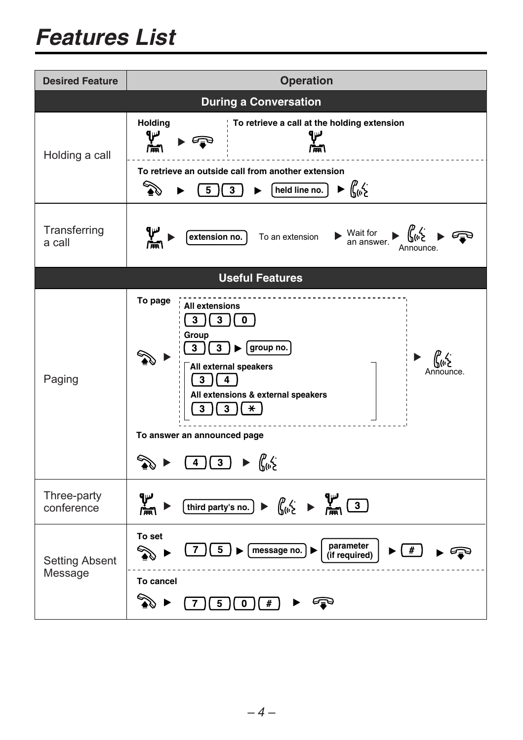# Features List

| Desired Feature | Operation |
|---|---|
| **During a Conversation** | |
| Holding a call | **Holding** ▶ <br> **To retrieve a call at the holding extension** <br> **To retrieve an outside call from another extension** ▶ 5 3 ▶ held line no. ▶ |
| Transferring a call | ▶ extension no. To an extension ▶ Wait for an answer. ▶ Announce. ▶ |
| **Useful Features** | |
| Paging | **To page** ▶ **All extensions** 3 3 0 / **Group** 3 3 ▶ group no. / **All external speakers** 3 4 / **All extensions & external speakers** 3 3 * ▶ Announce. <br> **To answer an announced page** ▶ 4 3 ▶ |
| Three-party conference | ▶ third party's no. ▶ ▶ 3 |
| Setting Absent Message | **To set** ▶ 7 5 ▶ message no. ▶ parameter (if required) ▶ # ▶ <br> **To cancel** ▶ 7 5 0 # ▶ |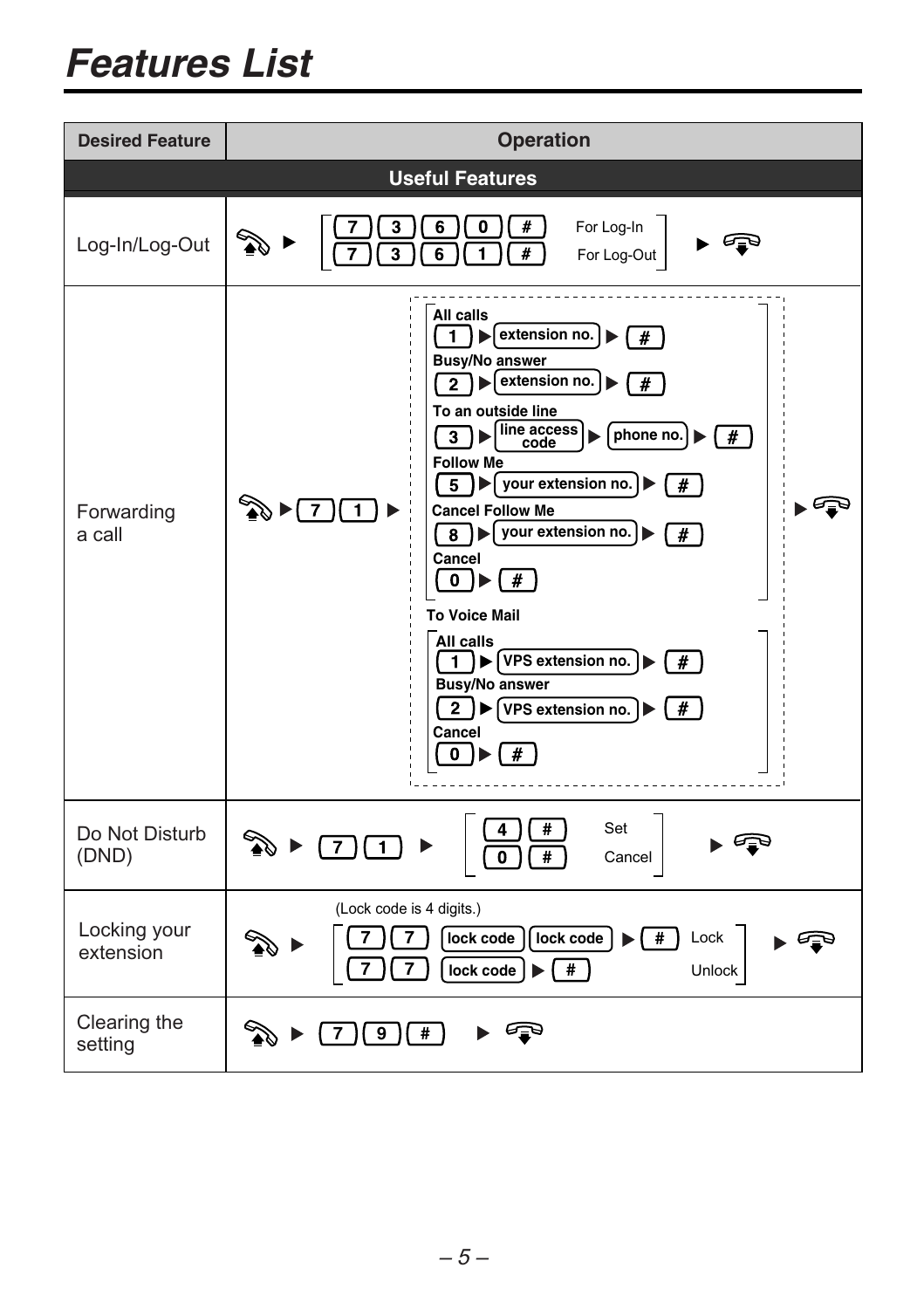# Features List

| Desired Feature | Operation |
|---|---|
| **Useful Features** | |
| Log-In/Log-Out | Off-hook ▶ [7] [3] [6] [0] [#] For Log-In / [7] [3] [6] [1] [#] For Log-Out ▶ On-hook |
| Forwarding a call | Off-hook ▶ [7] [1] ▶ **All calls**: [1] ▶ [extension no.] ▶ [#] / **Busy/No answer**: [2] ▶ [extension no.] ▶ [#] / **To an outside line**: [3] ▶ [line access code] ▶ [phone no.] ▶ [#] / **Follow Me**: [5] ▶ [your extension no.] ▶ [#] / **Cancel Follow Me**: [8] ▶ [your extension no.] ▶ [#] / **Cancel**: [0] ▶ [#] / **To Voice Mail** — **All calls**: [1] ▶ [VPS extension no.] ▶ [#] / **Busy/No answer**: [2] ▶ [VPS extension no.] ▶ [#] / **Cancel**: [0] ▶ [#] ▶ On-hook |
| Do Not Disturb (DND) | Off-hook ▶ [7] [1] ▶ [4] [#] Set / [0] [#] Cancel ▶ On-hook |
| Locking your extension | (Lock code is 4 digits.) Off-hook ▶ [7] [7] [lock code] [lock code] ▶ [#] Lock / [7] [7] [lock code] ▶ [#] Unlock ▶ On-hook |
| Clearing the setting | Off-hook ▶ [7] [9] [#] ▶ On-hook |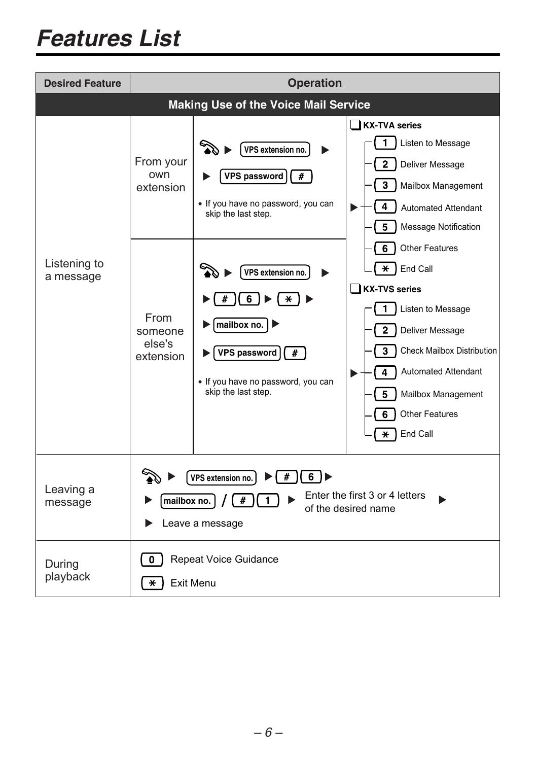# Features List

| Desired Feature | Operation | | |
|---|---|---|---|
| **Making Use of the Voice Mail Service** | | | |
| Listening to a message | From your own extension | ▶ VPS extension no. ▶ ▶ VPS password # • If you have no password, you can skip the last step. | **KX-TVA series** ▶ 1 Listen to Message; 2 Deliver Message; 3 Mailbox Management; 4 Automated Attendant; 5 Message Notification; 6 Other Features; * End Call **KX-TVS series** ▶ 1 Listen to Message; 2 Deliver Message; 3 Check Mailbox Distribution; 4 Automated Attendant; 5 Mailbox Management; 6 Other Features; * End Call |
| | From someone else's extension | ▶ VPS extension no. ▶ ▶ # 6 ▶ * ▶ ▶ mailbox no. ▶ ▶ VPS password # • If you have no password, you can skip the last step. | |
| Leaving a message | ▶ VPS extension no. ▶ # 6 ▶ ▶ mailbox no. / # 1 ▶ Enter the first 3 or 4 letters of the desired name ▶ ▶ Leave a message | | |
| During playback | 0 Repeat Voice Guidance * Exit Menu | | |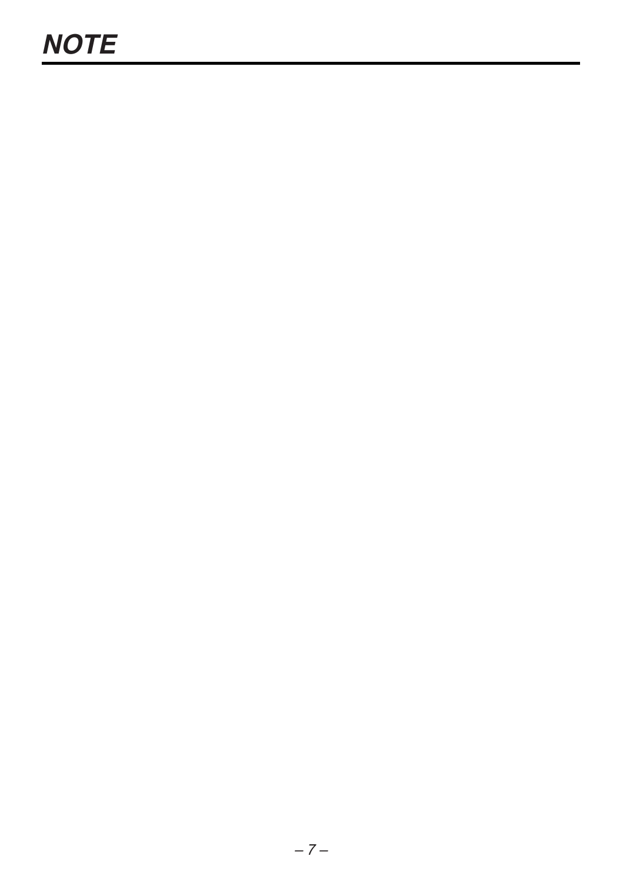# *NOTE*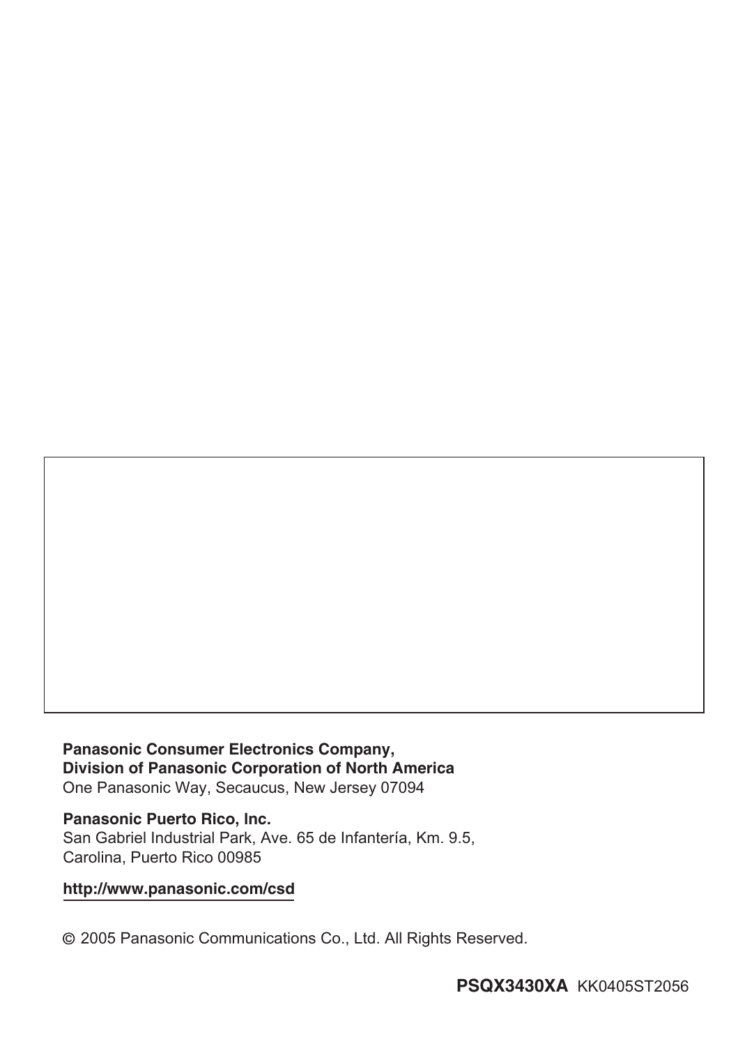**Panasonic Consumer Electronics Company,**
**Division of Panasonic Corporation of North America**
One Panasonic Way, Secaucus, New Jersey 07094

**Panasonic Puerto Rico, Inc.**
San Gabriel Industrial Park, Ave. 65 de Infantería, Km. 9.5,
Carolina, Puerto Rico 00985

**http://www.panasonic.com/csd**

© 2005 Panasonic Communications Co., Ltd. All Rights Reserved.

**PSQX3430XA** KK0405ST2056